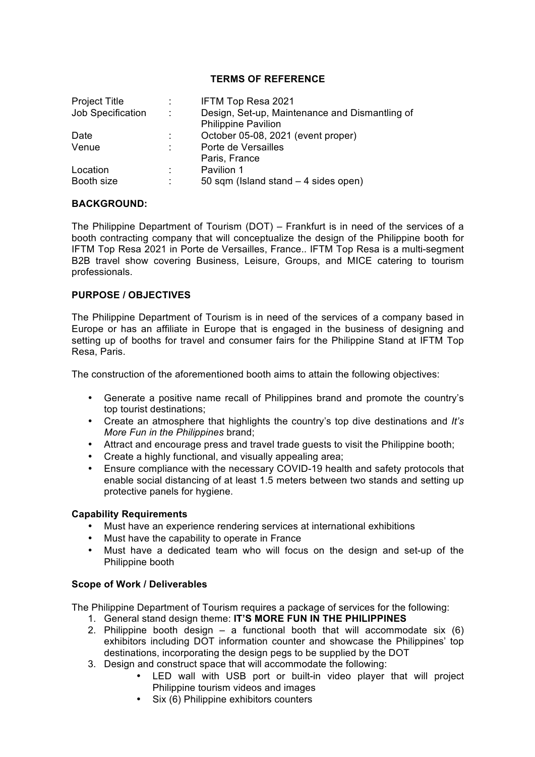# TERMS OF REFERENCE

| | | |
|---|---|---|
| Project Title | : | IFTM Top Resa 2021 |
| Job Specification | : | Design, Set-up, Maintenance and Dismantling of Philippine Pavilion |
| Date | : | October 05-08, 2021 (event proper) |
| Venue | : | Porte de Versailles Paris, France |
| Location | : | Pavilion 1 |
| Booth size | : | 50 sqm (Island stand – 4 sides open) |

## BACKGROUND:

The Philippine Department of Tourism (DOT) – Frankfurt is in need of the services of a booth contracting company that will conceptualize the design of the Philippine booth for IFTM Top Resa 2021 in Porte de Versailles, France.. IFTM Top Resa is a multi-segment B2B travel show covering Business, Leisure, Groups, and MICE catering to tourism professionals.

## PURPOSE / OBJECTIVES

The Philippine Department of Tourism is in need of the services of a company based in Europe or has an affiliate in Europe that is engaged in the business of designing and setting up of booths for travel and consumer fairs for the Philippine Stand at IFTM Top Resa, Paris.

The construction of the aforementioned booth aims to attain the following objectives:

- Generate a positive name recall of Philippines brand and promote the country's top tourist destinations;
- Create an atmosphere that highlights the country's top dive destinations and *It's More Fun in the Philippines* brand;
- Attract and encourage press and travel trade guests to visit the Philippine booth;
- Create a highly functional, and visually appealing area;
- Ensure compliance with the necessary COVID-19 health and safety protocols that enable social distancing of at least 1.5 meters between two stands and setting up protective panels for hygiene.

### Capability Requirements

- Must have an experience rendering services at international exhibitions
- Must have the capability to operate in France
- Must have a dedicated team who will focus on the design and set-up of the Philippine booth

### Scope of Work / Deliverables

The Philippine Department of Tourism requires a package of services for the following:

1. General stand design theme: **IT'S MORE FUN IN THE PHILIPPINES**
2. Philippine booth design – a functional booth that will accommodate six (6) exhibitors including DOT information counter and showcase the Philippines' top destinations, incorporating the design pegs to be supplied by the DOT
3. Design and construct space that will accommodate the following:
    - LED wall with USB port or built-in video player that will project Philippine tourism videos and images
    - Six (6) Philippine exhibitors counters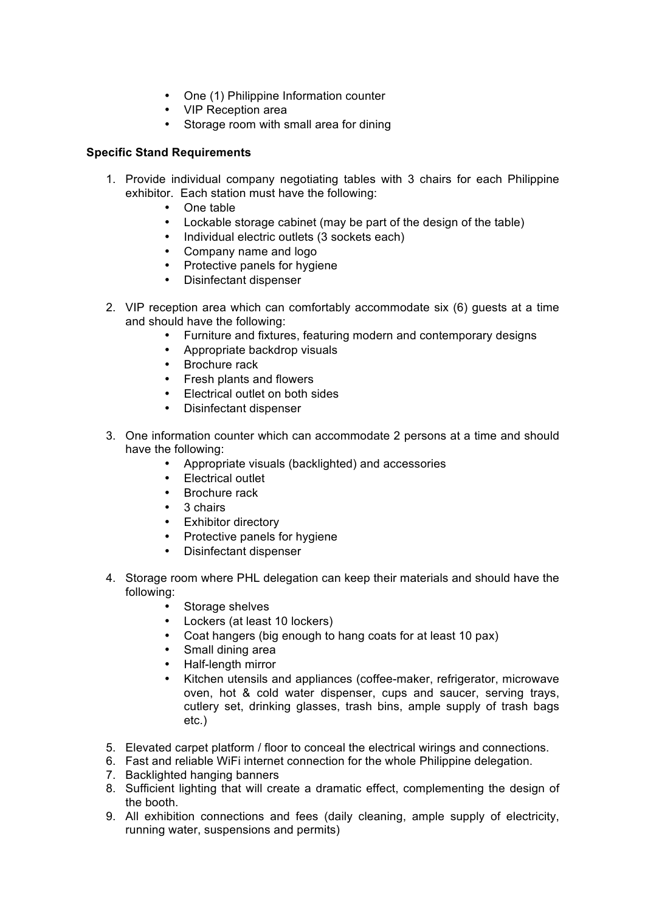- One (1) Philippine Information counter
- VIP Reception area
- Storage room with small area for dining

**Specific Stand Requirements**

1. Provide individual company negotiating tables with 3 chairs for each Philippine exhibitor. Each station must have the following:
    - One table
    - Lockable storage cabinet (may be part of the design of the table)
    - Individual electric outlets (3 sockets each)
    - Company name and logo
    - Protective panels for hygiene
    - Disinfectant dispenser

2. VIP reception area which can comfortably accommodate six (6) guests at a time and should have the following:
    - Furniture and fixtures, featuring modern and contemporary designs
    - Appropriate backdrop visuals
    - Brochure rack
    - Fresh plants and flowers
    - Electrical outlet on both sides
    - Disinfectant dispenser

3. One information counter which can accommodate 2 persons at a time and should have the following:
    - Appropriate visuals (backlighted) and accessories
    - Electrical outlet
    - Brochure rack
    - 3 chairs
    - Exhibitor directory
    - Protective panels for hygiene
    - Disinfectant dispenser

4. Storage room where PHL delegation can keep their materials and should have the following:
    - Storage shelves
    - Lockers (at least 10 lockers)
    - Coat hangers (big enough to hang coats for at least 10 pax)
    - Small dining area
    - Half-length mirror
    - Kitchen utensils and appliances (coffee-maker, refrigerator, microwave oven, hot & cold water dispenser, cups and saucer, serving trays, cutlery set, drinking glasses, trash bins, ample supply of trash bags etc.)

5. Elevated carpet platform / floor to conceal the electrical wirings and connections.
6. Fast and reliable WiFi internet connection for the whole Philippine delegation.
7. Backlighted hanging banners
8. Sufficient lighting that will create a dramatic effect, complementing the design of the booth.
9. All exhibition connections and fees (daily cleaning, ample supply of electricity, running water, suspensions and permits)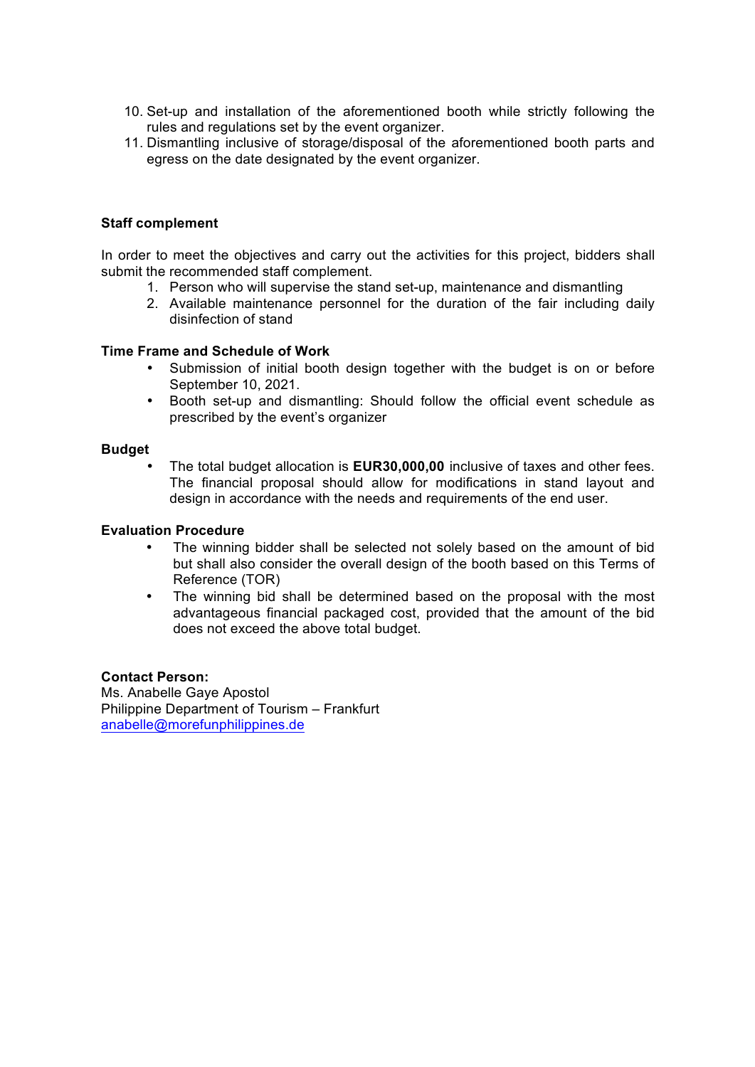10. Set-up and installation of the aforementioned booth while strictly following the rules and regulations set by the event organizer.
11. Dismantling inclusive of storage/disposal of the aforementioned booth parts and egress on the date designated by the event organizer.

**Staff complement**

In order to meet the objectives and carry out the activities for this project, bidders shall submit the recommended staff complement.

1. Person who will supervise the stand set-up, maintenance and dismantling
2. Available maintenance personnel for the duration of the fair including daily disinfection of stand

**Time Frame and Schedule of Work**

- Submission of initial booth design together with the budget is on or before September 10, 2021.
- Booth set-up and dismantling: Should follow the official event schedule as prescribed by the event's organizer

**Budget**

- The total budget allocation is **EUR30,000,00** inclusive of taxes and other fees. The financial proposal should allow for modifications in stand layout and design in accordance with the needs and requirements of the end user.

**Evaluation Procedure**

- The winning bidder shall be selected not solely based on the amount of bid but shall also consider the overall design of the booth based on this Terms of Reference (TOR)
- The winning bid shall be determined based on the proposal with the most advantageous financial packaged cost, provided that the amount of the bid does not exceed the above total budget.

**Contact Person:**
Ms. Anabelle Gaye Apostol
Philippine Department of Tourism – Frankfurt
anabelle@morefunphilippines.de